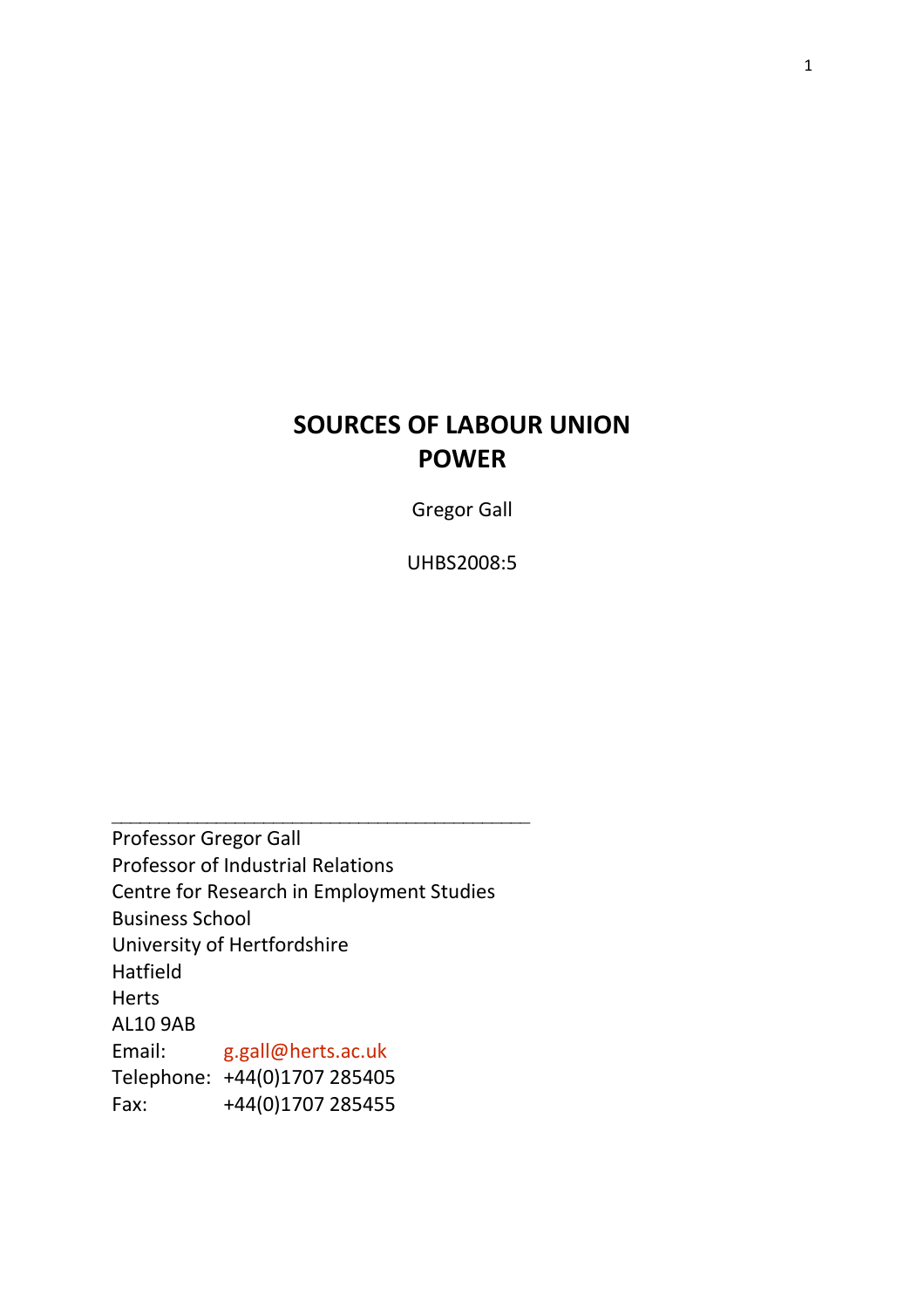# SOURCES OF LABOUR UNION POWER

Gregor Gall

UHBS2008:5

---

Professor Gregor Gall
Professor of Industrial Relations
Centre for Research in Employment Studies
Business School
University of Hertfordshire
Hatfield
Herts
AL10 9AB

Email: g.gall@herts.ac.uk
Telephone: +44(0)1707 285405
Fax: +44(0)1707 285455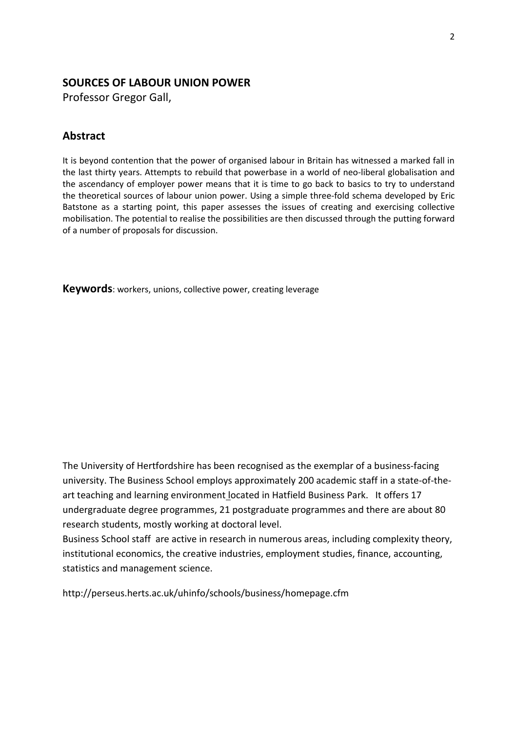## SOURCES OF LABOUR UNION POWER

Professor Gregor Gall,

## Abstract

It is beyond contention that the power of organised labour in Britain has witnessed a marked fall in the last thirty years. Attempts to rebuild that powerbase in a world of neo-liberal globalisation and the ascendancy of employer power means that it is time to go back to basics to try to understand the theoretical sources of labour union power. Using a simple three-fold schema developed by Eric Batstone as a starting point, this paper assesses the issues of creating and exercising collective mobilisation. The potential to realise the possibilities are then discussed through the putting forward of a number of proposals for discussion.

**Keywords**: workers, unions, collective power, creating leverage

The University of Hertfordshire has been recognised as the exemplar of a business-facing university. The Business School employs approximately 200 academic staff in a state-of-the-art teaching and learning environment located in Hatfield Business Park. It offers 17 undergraduate degree programmes, 21 postgraduate programmes and there are about 80 research students, mostly working at doctoral level.

Business School staff are active in research in numerous areas, including complexity theory, institutional economics, the creative industries, employment studies, finance, accounting, statistics and management science.

http://perseus.herts.ac.uk/uhinfo/schools/business/homepage.cfm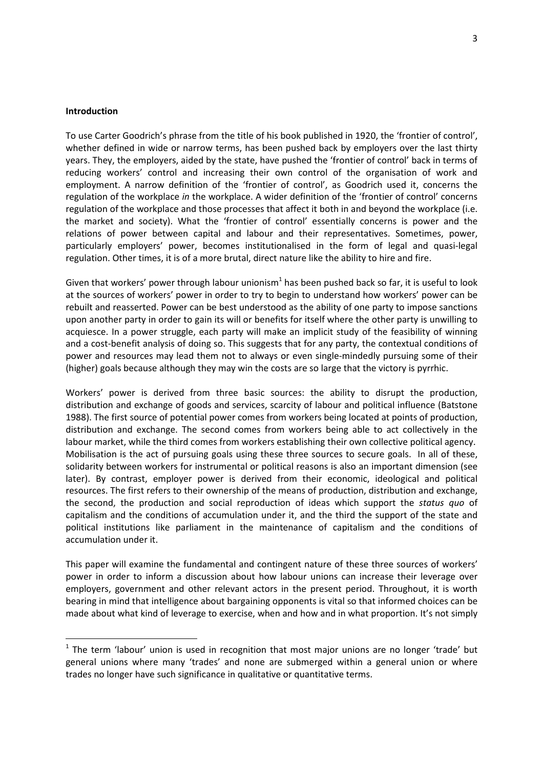**Introduction**

To use Carter Goodrich's phrase from the title of his book published in 1920, the 'frontier of control', whether defined in wide or narrow terms, has been pushed back by employers over the last thirty years. They, the employers, aided by the state, have pushed the 'frontier of control' back in terms of reducing workers' control and increasing their own control of the organisation of work and employment. A narrow definition of the 'frontier of control', as Goodrich used it, concerns the regulation of the workplace *in* the workplace. A wider definition of the 'frontier of control' concerns regulation of the workplace and those processes that affect it both in and beyond the workplace (i.e. the market and society). What the 'frontier of control' essentially concerns is power and the relations of power between capital and labour and their representatives. Sometimes, power, particularly employers' power, becomes institutionalised in the form of legal and quasi-legal regulation. Other times, it is of a more brutal, direct nature like the ability to hire and fire.

Given that workers' power through labour unionism[1] has been pushed back so far, it is useful to look at the sources of workers' power in order to try to begin to understand how workers' power can be rebuilt and reasserted. Power can be best understood as the ability of one party to impose sanctions upon another party in order to gain its will or benefits for itself where the other party is unwilling to acquiesce. In a power struggle, each party will make an implicit study of the feasibility of winning and a cost-benefit analysis of doing so. This suggests that for any party, the contextual conditions of power and resources may lead them not to always or even single-mindedly pursuing some of their (higher) goals because although they may win the costs are so large that the victory is pyrrhic.

Workers' power is derived from three basic sources: the ability to disrupt the production, distribution and exchange of goods and services, scarcity of labour and political influence (Batstone 1988). The first source of potential power comes from workers being located at points of production, distribution and exchange. The second comes from workers being able to act collectively in the labour market, while the third comes from workers establishing their own collective political agency. Mobilisation is the act of pursuing goals using these three sources to secure goals. In all of these, solidarity between workers for instrumental or political reasons is also an important dimension (see later). By contrast, employer power is derived from their economic, ideological and political resources. The first refers to their ownership of the means of production, distribution and exchange, the second, the production and social reproduction of ideas which support the *status quo* of capitalism and the conditions of accumulation under it, and the third the support of the state and political institutions like parliament in the maintenance of capitalism and the conditions of accumulation under it.

This paper will examine the fundamental and contingent nature of these three sources of workers' power in order to inform a discussion about how labour unions can increase their leverage over employers, government and other relevant actors in the present period. Throughout, it is worth bearing in mind that intelligence about bargaining opponents is vital so that informed choices can be made about what kind of leverage to exercise, when and how and in what proportion. It's not simply

[1] The term 'labour' union is used in recognition that most major unions are no longer 'trade' but general unions where many 'trades' and none are submerged within a general union or where trades no longer have such significance in qualitative or quantitative terms.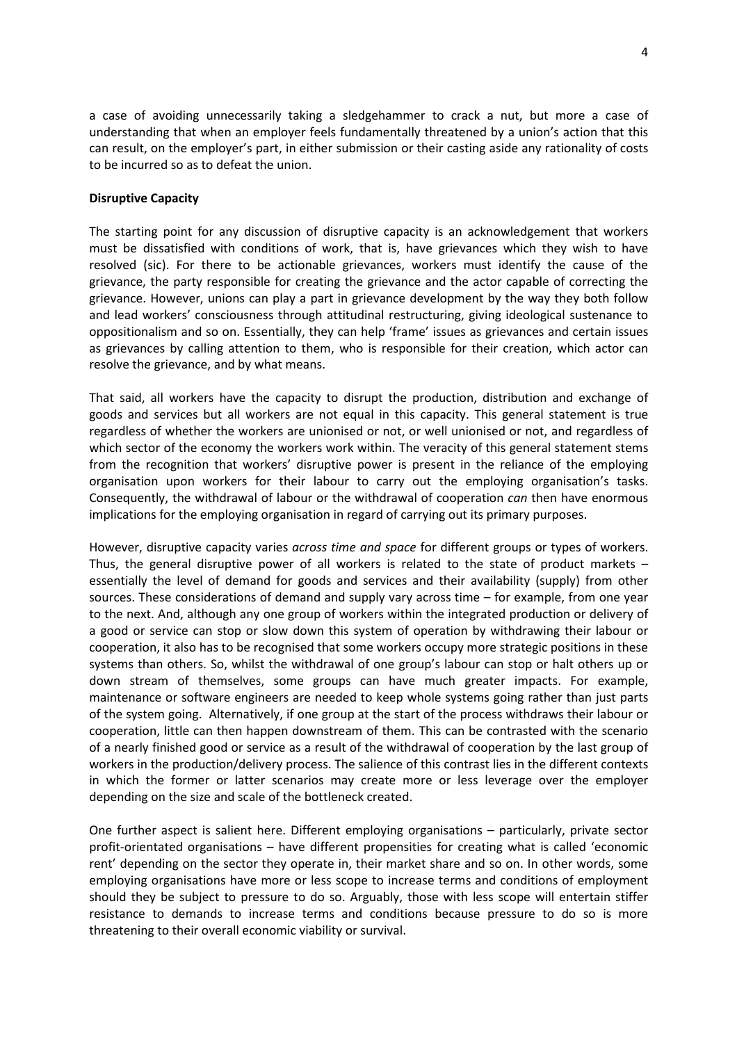a case of avoiding unnecessarily taking a sledgehammer to crack a nut, but more a case of understanding that when an employer feels fundamentally threatened by a union's action that this can result, on the employer's part, in either submission or their casting aside any rationality of costs to be incurred so as to defeat the union.

**Disruptive Capacity**

The starting point for any discussion of disruptive capacity is an acknowledgement that workers must be dissatisfied with conditions of work, that is, have grievances which they wish to have resolved (sic). For there to be actionable grievances, workers must identify the cause of the grievance, the party responsible for creating the grievance and the actor capable of correcting the grievance. However, unions can play a part in grievance development by the way they both follow and lead workers' consciousness through attitudinal restructuring, giving ideological sustenance to oppositionalism and so on. Essentially, they can help 'frame' issues as grievances and certain issues as grievances by calling attention to them, who is responsible for their creation, which actor can resolve the grievance, and by what means.

That said, all workers have the capacity to disrupt the production, distribution and exchange of goods and services but all workers are not equal in this capacity. This general statement is true regardless of whether the workers are unionised or not, or well unionised or not, and regardless of which sector of the economy the workers work within. The veracity of this general statement stems from the recognition that workers' disruptive power is present in the reliance of the employing organisation upon workers for their labour to carry out the employing organisation's tasks. Consequently, the withdrawal of labour or the withdrawal of cooperation *can* then have enormous implications for the employing organisation in regard of carrying out its primary purposes.

However, disruptive capacity varies *across time and space* for different groups or types of workers. Thus, the general disruptive power of all workers is related to the state of product markets – essentially the level of demand for goods and services and their availability (supply) from other sources. These considerations of demand and supply vary across time – for example, from one year to the next. And, although any one group of workers within the integrated production or delivery of a good or service can stop or slow down this system of operation by withdrawing their labour or cooperation, it also has to be recognised that some workers occupy more strategic positions in these systems than others. So, whilst the withdrawal of one group's labour can stop or halt others up or down stream of themselves, some groups can have much greater impacts. For example, maintenance or software engineers are needed to keep whole systems going rather than just parts of the system going. Alternatively, if one group at the start of the process withdraws their labour or cooperation, little can then happen downstream of them. This can be contrasted with the scenario of a nearly finished good or service as a result of the withdrawal of cooperation by the last group of workers in the production/delivery process. The salience of this contrast lies in the different contexts in which the former or latter scenarios may create more or less leverage over the employer depending on the size and scale of the bottleneck created.

One further aspect is salient here. Different employing organisations – particularly, private sector profit-orientated organisations – have different propensities for creating what is called 'economic rent' depending on the sector they operate in, their market share and so on. In other words, some employing organisations have more or less scope to increase terms and conditions of employment should they be subject to pressure to do so. Arguably, those with less scope will entertain stiffer resistance to demands to increase terms and conditions because pressure to do so is more threatening to their overall economic viability or survival.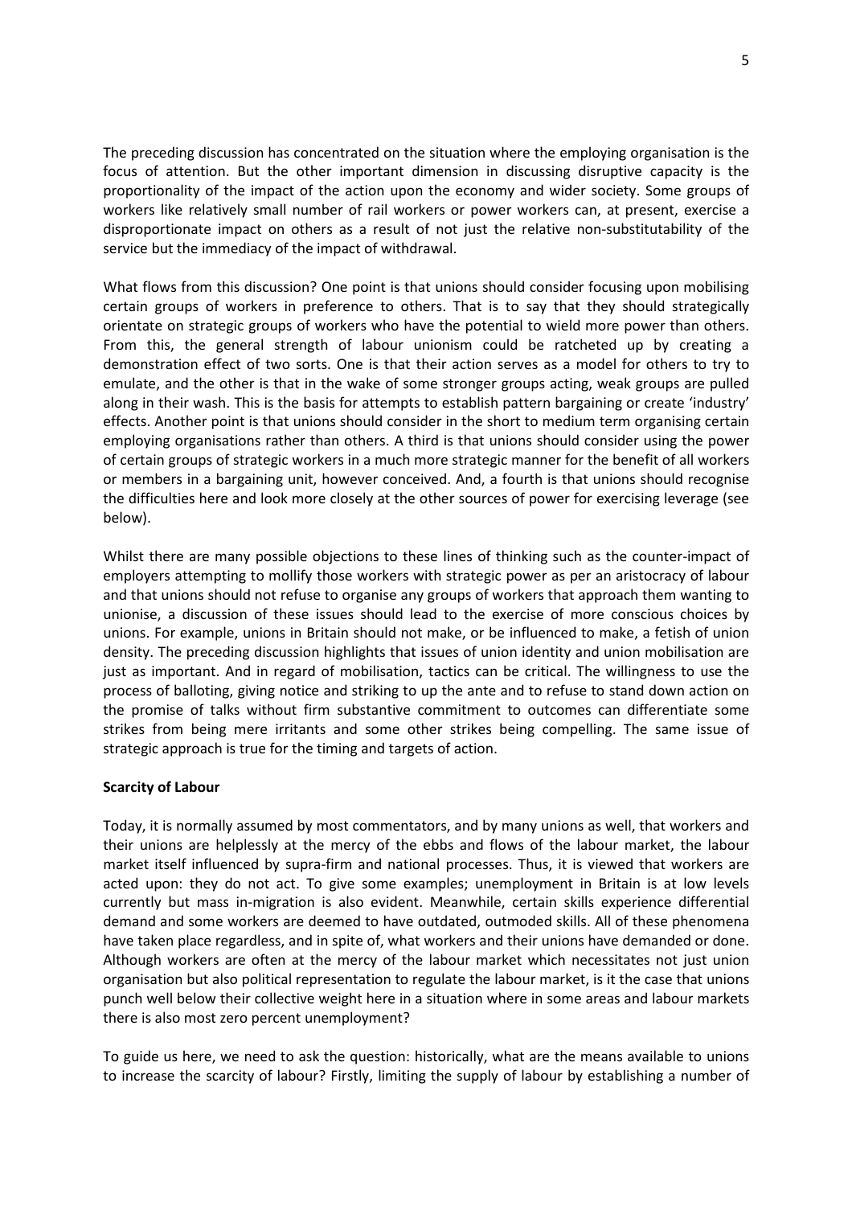The preceding discussion has concentrated on the situation where the employing organisation is the focus of attention. But the other important dimension in discussing disruptive capacity is the proportionality of the impact of the action upon the economy and wider society. Some groups of workers like relatively small number of rail workers or power workers can, at present, exercise a disproportionate impact on others as a result of not just the relative non-substitutability of the service but the immediacy of the impact of withdrawal.

What flows from this discussion? One point is that unions should consider focusing upon mobilising certain groups of workers in preference to others. That is to say that they should strategically orientate on strategic groups of workers who have the potential to wield more power than others. From this, the general strength of labour unionism could be ratcheted up by creating a demonstration effect of two sorts. One is that their action serves as a model for others to try to emulate, and the other is that in the wake of some stronger groups acting, weak groups are pulled along in their wash. This is the basis for attempts to establish pattern bargaining or create 'industry' effects. Another point is that unions should consider in the short to medium term organising certain employing organisations rather than others. A third is that unions should consider using the power of certain groups of strategic workers in a much more strategic manner for the benefit of all workers or members in a bargaining unit, however conceived. And, a fourth is that unions should recognise the difficulties here and look more closely at the other sources of power for exercising leverage (see below).

Whilst there are many possible objections to these lines of thinking such as the counter-impact of employers attempting to mollify those workers with strategic power as per an aristocracy of labour and that unions should not refuse to organise any groups of workers that approach them wanting to unionise, a discussion of these issues should lead to the exercise of more conscious choices by unions. For example, unions in Britain should not make, or be influenced to make, a fetish of union density. The preceding discussion highlights that issues of union identity and union mobilisation are just as important. And in regard of mobilisation, tactics can be critical. The willingness to use the process of balloting, giving notice and striking to up the ante and to refuse to stand down action on the promise of talks without firm substantive commitment to outcomes can differentiate some strikes from being mere irritants and some other strikes being compelling. The same issue of strategic approach is true for the timing and targets of action.

**Scarcity of Labour**

Today, it is normally assumed by most commentators, and by many unions as well, that workers and their unions are helplessly at the mercy of the ebbs and flows of the labour market, the labour market itself influenced by supra-firm and national processes. Thus, it is viewed that workers are acted upon: they do not act. To give some examples; unemployment in Britain is at low levels currently but mass in-migration is also evident. Meanwhile, certain skills experience differential demand and some workers are deemed to have outdated, outmoded skills. All of these phenomena have taken place regardless, and in spite of, what workers and their unions have demanded or done. Although workers are often at the mercy of the labour market which necessitates not just union organisation but also political representation to regulate the labour market, is it the case that unions punch well below their collective weight here in a situation where in some areas and labour markets there is also most zero percent unemployment?

To guide us here, we need to ask the question: historically, what are the means available to unions to increase the scarcity of labour? Firstly, limiting the supply of labour by establishing a number of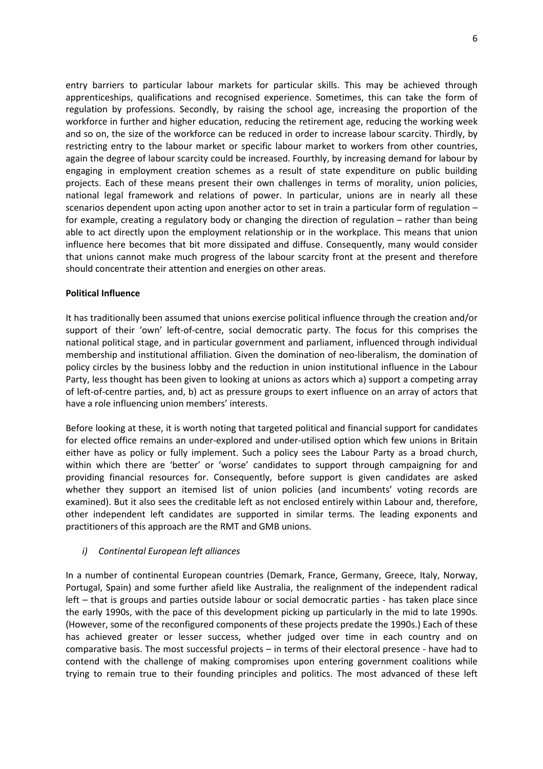entry barriers to particular labour markets for particular skills. This may be achieved through apprenticeships, qualifications and recognised experience. Sometimes, this can take the form of regulation by professions. Secondly, by raising the school age, increasing the proportion of the workforce in further and higher education, reducing the retirement age, reducing the working week and so on, the size of the workforce can be reduced in order to increase labour scarcity. Thirdly, by restricting entry to the labour market or specific labour market to workers from other countries, again the degree of labour scarcity could be increased. Fourthly, by increasing demand for labour by engaging in employment creation schemes as a result of state expenditure on public building projects. Each of these means present their own challenges in terms of morality, union policies, national legal framework and relations of power. In particular, unions are in nearly all these scenarios dependent upon acting upon another actor to set in train a particular form of regulation – for example, creating a regulatory body or changing the direction of regulation – rather than being able to act directly upon the employment relationship or in the workplace. This means that union influence here becomes that bit more dissipated and diffuse. Consequently, many would consider that unions cannot make much progress of the labour scarcity front at the present and therefore should concentrate their attention and energies on other areas.

**Political Influence**

It has traditionally been assumed that unions exercise political influence through the creation and/or support of their 'own' left-of-centre, social democratic party. The focus for this comprises the national political stage, and in particular government and parliament, influenced through individual membership and institutional affiliation. Given the domination of neo-liberalism, the domination of policy circles by the business lobby and the reduction in union institutional influence in the Labour Party, less thought has been given to looking at unions as actors which a) support a competing array of left-of-centre parties, and, b) act as pressure groups to exert influence on an array of actors that have a role influencing union members' interests.

Before looking at these, it is worth noting that targeted political and financial support for candidates for elected office remains an under-explored and under-utilised option which few unions in Britain either have as policy or fully implement. Such a policy sees the Labour Party as a broad church, within which there are 'better' or 'worse' candidates to support through campaigning for and providing financial resources for. Consequently, before support is given candidates are asked whether they support an itemised list of union policies (and incumbents' voting records are examined). But it also sees the creditable left as not enclosed entirely within Labour and, therefore, other independent left candidates are supported in similar terms. The leading exponents and practitioners of this approach are the RMT and GMB unions.

*i) Continental European left alliances*

In a number of continental European countries (Demark, France, Germany, Greece, Italy, Norway, Portugal, Spain) and some further afield like Australia, the realignment of the independent radical left – that is groups and parties outside labour or social democratic parties - has taken place since the early 1990s, with the pace of this development picking up particularly in the mid to late 1990s. (However, some of the reconfigured components of these projects predate the 1990s.) Each of these has achieved greater or lesser success, whether judged over time in each country and on comparative basis. The most successful projects – in terms of their electoral presence - have had to contend with the challenge of making compromises upon entering government coalitions while trying to remain true to their founding principles and politics. The most advanced of these left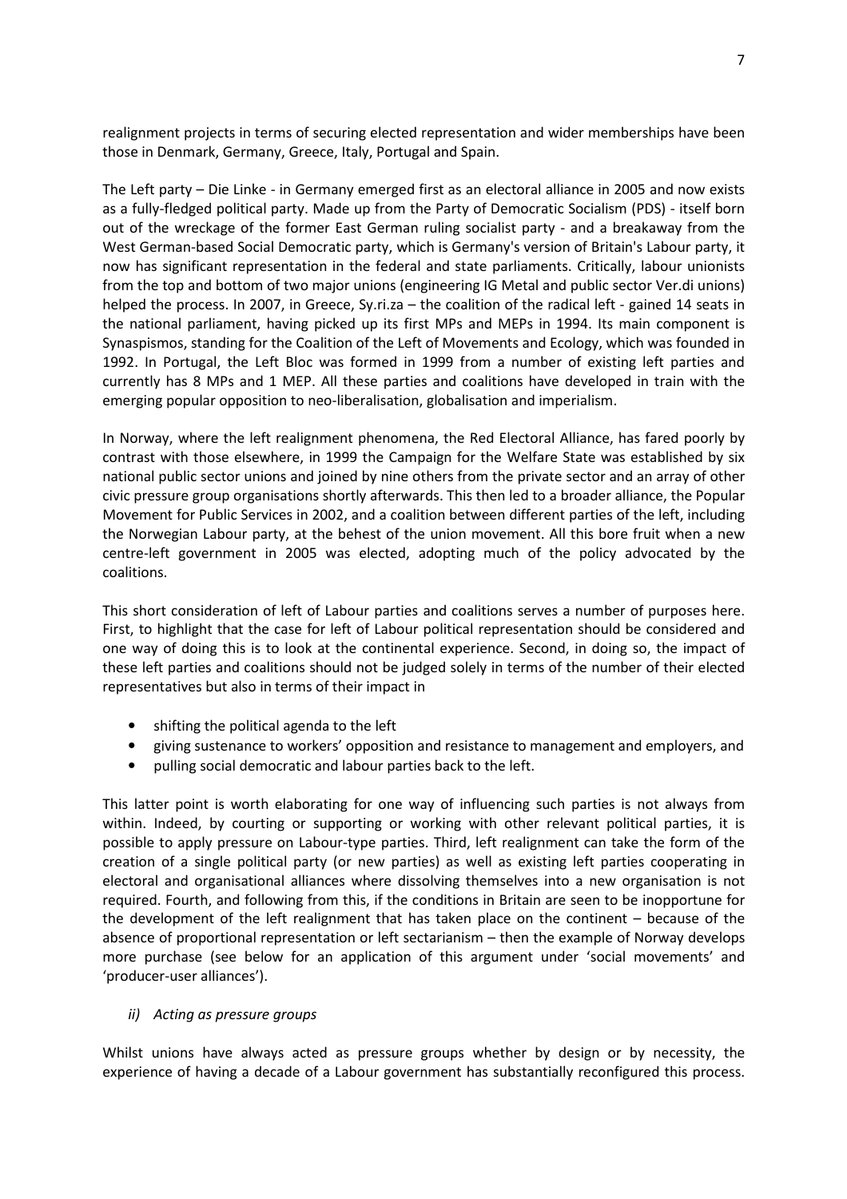realignment projects in terms of securing elected representation and wider memberships have been those in Denmark, Germany, Greece, Italy, Portugal and Spain.

The Left party – Die Linke - in Germany emerged first as an electoral alliance in 2005 and now exists as a fully-fledged political party. Made up from the Party of Democratic Socialism (PDS) - itself born out of the wreckage of the former East German ruling socialist party - and a breakaway from the West German-based Social Democratic party, which is Germany's version of Britain's Labour party, it now has significant representation in the federal and state parliaments. Critically, labour unionists from the top and bottom of two major unions (engineering IG Metal and public sector Ver.di unions) helped the process. In 2007, in Greece, Sy.ri.za – the coalition of the radical left - gained 14 seats in the national parliament, having picked up its first MPs and MEPs in 1994. Its main component is Synaspismos, standing for the Coalition of the Left of Movements and Ecology, which was founded in 1992. In Portugal, the Left Bloc was formed in 1999 from a number of existing left parties and currently has 8 MPs and 1 MEP. All these parties and coalitions have developed in train with the emerging popular opposition to neo-liberalisation, globalisation and imperialism.

In Norway, where the left realignment phenomena, the Red Electoral Alliance, has fared poorly by contrast with those elsewhere, in 1999 the Campaign for the Welfare State was established by six national public sector unions and joined by nine others from the private sector and an array of other civic pressure group organisations shortly afterwards. This then led to a broader alliance, the Popular Movement for Public Services in 2002, and a coalition between different parties of the left, including the Norwegian Labour party, at the behest of the union movement. All this bore fruit when a new centre-left government in 2005 was elected, adopting much of the policy advocated by the coalitions.

This short consideration of left of Labour parties and coalitions serves a number of purposes here. First, to highlight that the case for left of Labour political representation should be considered and one way of doing this is to look at the continental experience. Second, in doing so, the impact of these left parties and coalitions should not be judged solely in terms of the number of their elected representatives but also in terms of their impact in

- shifting the political agenda to the left
- giving sustenance to workers' opposition and resistance to management and employers, and
- pulling social democratic and labour parties back to the left.

This latter point is worth elaborating for one way of influencing such parties is not always from within. Indeed, by courting or supporting or working with other relevant political parties, it is possible to apply pressure on Labour-type parties. Third, left realignment can take the form of the creation of a single political party (or new parties) as well as existing left parties cooperating in electoral and organisational alliances where dissolving themselves into a new organisation is not required. Fourth, and following from this, if the conditions in Britain are seen to be inopportune for the development of the left realignment that has taken place on the continent – because of the absence of proportional representation or left sectarianism – then the example of Norway develops more purchase (see below for an application of this argument under 'social movements' and 'producer-user alliances').

*ii) Acting as pressure groups*

Whilst unions have always acted as pressure groups whether by design or by necessity, the experience of having a decade of a Labour government has substantially reconfigured this process.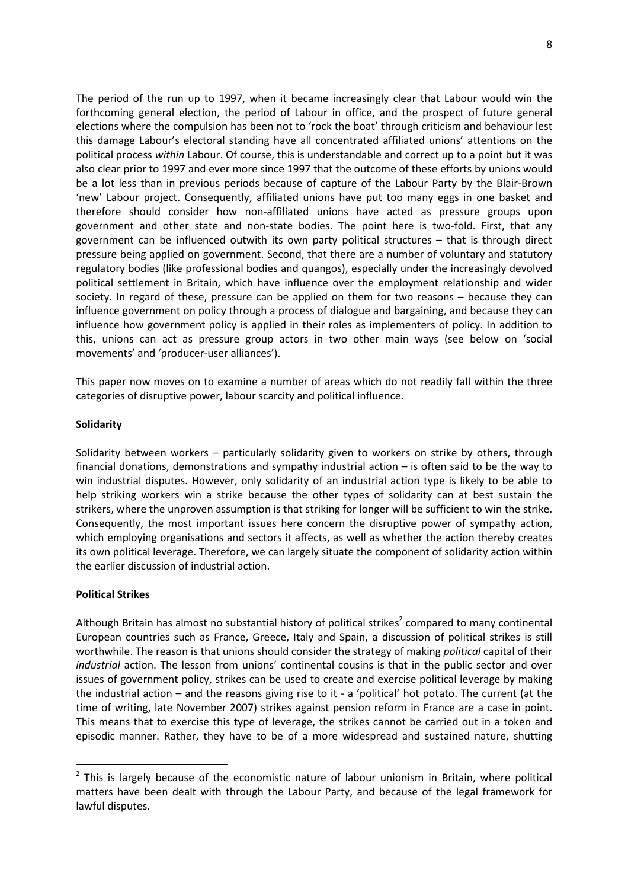The period of the run up to 1997, when it became increasingly clear that Labour would win the forthcoming general election, the period of Labour in office, and the prospect of future general elections where the compulsion has been not to 'rock the boat' through criticism and behaviour lest this damage Labour's electoral standing have all concentrated affiliated unions' attentions on the political process *within* Labour. Of course, this is understandable and correct up to a point but it was also clear prior to 1997 and ever more since 1997 that the outcome of these efforts by unions would be a lot less than in previous periods because of capture of the Labour Party by the Blair-Brown 'new' Labour project. Consequently, affiliated unions have put too many eggs in one basket and therefore should consider how non-affiliated unions have acted as pressure groups upon government and other state and non-state bodies. The point here is two-fold. First, that any government can be influenced outwith its own party political structures – that is through direct pressure being applied on government. Second, that there are a number of voluntary and statutory regulatory bodies (like professional bodies and quangos), especially under the increasingly devolved political settlement in Britain, which have influence over the employment relationship and wider society. In regard of these, pressure can be applied on them for two reasons – because they can influence government on policy through a process of dialogue and bargaining, and because they can influence how government policy is applied in their roles as implementers of policy. In addition to this, unions can act as pressure group actors in two other main ways (see below on 'social movements' and 'producer-user alliances').

This paper now moves on to examine a number of areas which do not readily fall within the three categories of disruptive power, labour scarcity and political influence.

**Solidarity**

Solidarity between workers – particularly solidarity given to workers on strike by others, through financial donations, demonstrations and sympathy industrial action – is often said to be the way to win industrial disputes. However, only solidarity of an industrial action type is likely to be able to help striking workers win a strike because the other types of solidarity can at best sustain the strikers, where the unproven assumption is that striking for longer will be sufficient to win the strike. Consequently, the most important issues here concern the disruptive power of sympathy action, which employing organisations and sectors it affects, as well as whether the action thereby creates its own political leverage. Therefore, we can largely situate the component of solidarity action within the earlier discussion of industrial action.

**Political Strikes**

Although Britain has almost no substantial history of political strikes[2] compared to many continental European countries such as France, Greece, Italy and Spain, a discussion of political strikes is still worthwhile. The reason is that unions should consider the strategy of making *political* capital of their *industrial* action. The lesson from unions' continental cousins is that in the public sector and over issues of government policy, strikes can be used to create and exercise political leverage by making the industrial action – and the reasons giving rise to it - a 'political' hot potato. The current (at the time of writing, late November 2007) strikes against pension reform in France are a case in point. This means that to exercise this type of leverage, the strikes cannot be carried out in a token and episodic manner. Rather, they have to be of a more widespread and sustained nature, shutting

[2] This is largely because of the economistic nature of labour unionism in Britain, where political matters have been dealt with through the Labour Party, and because of the legal framework for lawful disputes.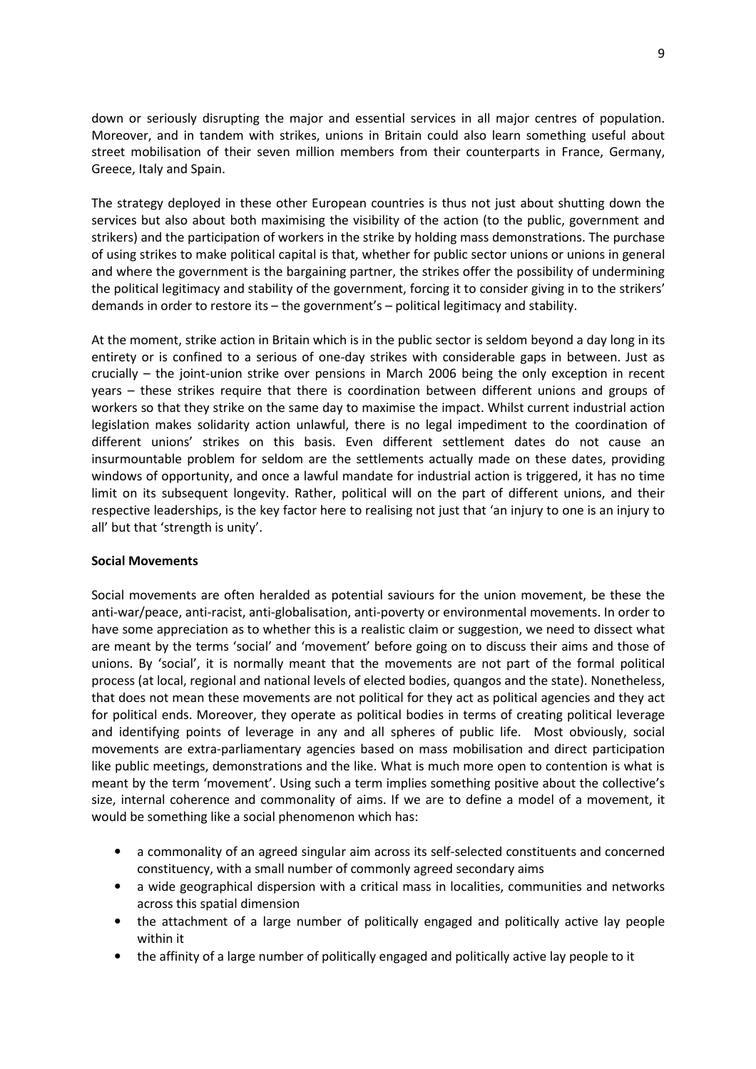down or seriously disrupting the major and essential services in all major centres of population. Moreover, and in tandem with strikes, unions in Britain could also learn something useful about street mobilisation of their seven million members from their counterparts in France, Germany, Greece, Italy and Spain.

The strategy deployed in these other European countries is thus not just about shutting down the services but also about both maximising the visibility of the action (to the public, government and strikers) and the participation of workers in the strike by holding mass demonstrations. The purchase of using strikes to make political capital is that, whether for public sector unions or unions in general and where the government is the bargaining partner, the strikes offer the possibility of undermining the political legitimacy and stability of the government, forcing it to consider giving in to the strikers' demands in order to restore its – the government's – political legitimacy and stability.

At the moment, strike action in Britain which is in the public sector is seldom beyond a day long in its entirety or is confined to a serious of one-day strikes with considerable gaps in between. Just as crucially – the joint-union strike over pensions in March 2006 being the only exception in recent years – these strikes require that there is coordination between different unions and groups of workers so that they strike on the same day to maximise the impact. Whilst current industrial action legislation makes solidarity action unlawful, there is no legal impediment to the coordination of different unions' strikes on this basis. Even different settlement dates do not cause an insurmountable problem for seldom are the settlements actually made on these dates, providing windows of opportunity, and once a lawful mandate for industrial action is triggered, it has no time limit on its subsequent longevity. Rather, political will on the part of different unions, and their respective leaderships, is the key factor here to realising not just that 'an injury to one is an injury to all' but that 'strength is unity'.

**Social Movements**

Social movements are often heralded as potential saviours for the union movement, be these the anti-war/peace, anti-racist, anti-globalisation, anti-poverty or environmental movements. In order to have some appreciation as to whether this is a realistic claim or suggestion, we need to dissect what are meant by the terms 'social' and 'movement' before going on to discuss their aims and those of unions. By 'social', it is normally meant that the movements are not part of the formal political process (at local, regional and national levels of elected bodies, quangos and the state). Nonetheless, that does not mean these movements are not political for they act as political agencies and they act for political ends. Moreover, they operate as political bodies in terms of creating political leverage and identifying points of leverage in any and all spheres of public life. Most obviously, social movements are extra-parliamentary agencies based on mass mobilisation and direct participation like public meetings, demonstrations and the like. What is much more open to contention is what is meant by the term 'movement'. Using such a term implies something positive about the collective's size, internal coherence and commonality of aims. If we are to define a model of a movement, it would be something like a social phenomenon which has:

- a commonality of an agreed singular aim across its self-selected constituents and concerned constituency, with a small number of commonly agreed secondary aims
- a wide geographical dispersion with a critical mass in localities, communities and networks across this spatial dimension
- the attachment of a large number of politically engaged and politically active lay people within it
- the affinity of a large number of politically engaged and politically active lay people to it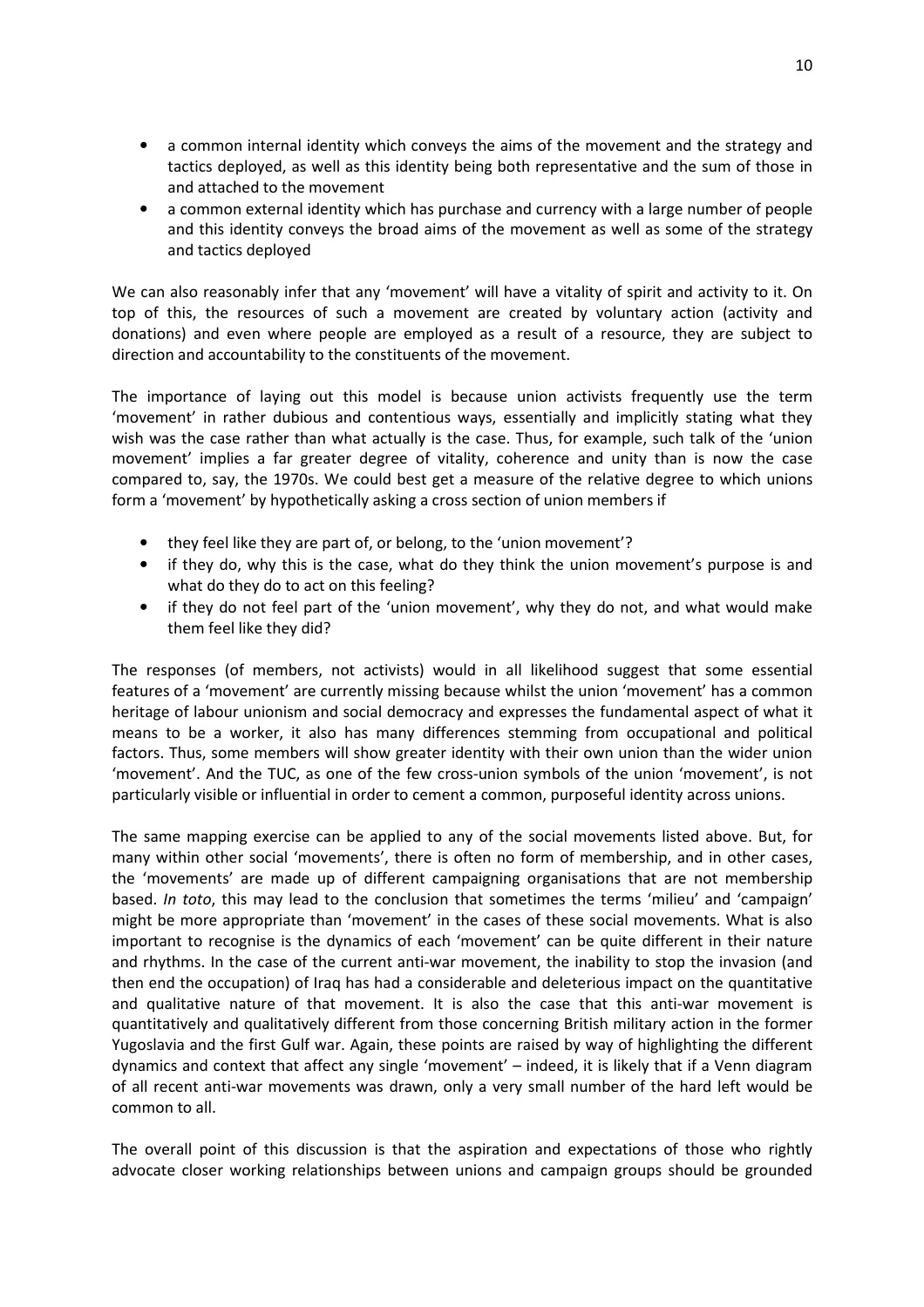- a common internal identity which conveys the aims of the movement and the strategy and tactics deployed, as well as this identity being both representative and the sum of those in and attached to the movement
- a common external identity which has purchase and currency with a large number of people and this identity conveys the broad aims of the movement as well as some of the strategy and tactics deployed

We can also reasonably infer that any 'movement' will have a vitality of spirit and activity to it. On top of this, the resources of such a movement are created by voluntary action (activity and donations) and even where people are employed as a result of a resource, they are subject to direction and accountability to the constituents of the movement.

The importance of laying out this model is because union activists frequently use the term 'movement' in rather dubious and contentious ways, essentially and implicitly stating what they wish was the case rather than what actually is the case. Thus, for example, such talk of the 'union movement' implies a far greater degree of vitality, coherence and unity than is now the case compared to, say, the 1970s. We could best get a measure of the relative degree to which unions form a 'movement' by hypothetically asking a cross section of union members if

- they feel like they are part of, or belong, to the 'union movement'?
- if they do, why this is the case, what do they think the union movement's purpose is and what do they do to act on this feeling?
- if they do not feel part of the 'union movement', why they do not, and what would make them feel like they did?

The responses (of members, not activists) would in all likelihood suggest that some essential features of a 'movement' are currently missing because whilst the union 'movement' has a common heritage of labour unionism and social democracy and expresses the fundamental aspect of what it means to be a worker, it also has many differences stemming from occupational and political factors. Thus, some members will show greater identity with their own union than the wider union 'movement'. And the TUC, as one of the few cross-union symbols of the union 'movement', is not particularly visible or influential in order to cement a common, purposeful identity across unions.

The same mapping exercise can be applied to any of the social movements listed above. But, for many within other social 'movements', there is often no form of membership, and in other cases, the 'movements' are made up of different campaigning organisations that are not membership based. *In toto*, this may lead to the conclusion that sometimes the terms 'milieu' and 'campaign' might be more appropriate than 'movement' in the cases of these social movements. What is also important to recognise is the dynamics of each 'movement' can be quite different in their nature and rhythms. In the case of the current anti-war movement, the inability to stop the invasion (and then end the occupation) of Iraq has had a considerable and deleterious impact on the quantitative and qualitative nature of that movement. It is also the case that this anti-war movement is quantitatively and qualitatively different from those concerning British military action in the former Yugoslavia and the first Gulf war. Again, these points are raised by way of highlighting the different dynamics and context that affect any single 'movement' – indeed, it is likely that if a Venn diagram of all recent anti-war movements was drawn, only a very small number of the hard left would be common to all.

The overall point of this discussion is that the aspiration and expectations of those who rightly advocate closer working relationships between unions and campaign groups should be grounded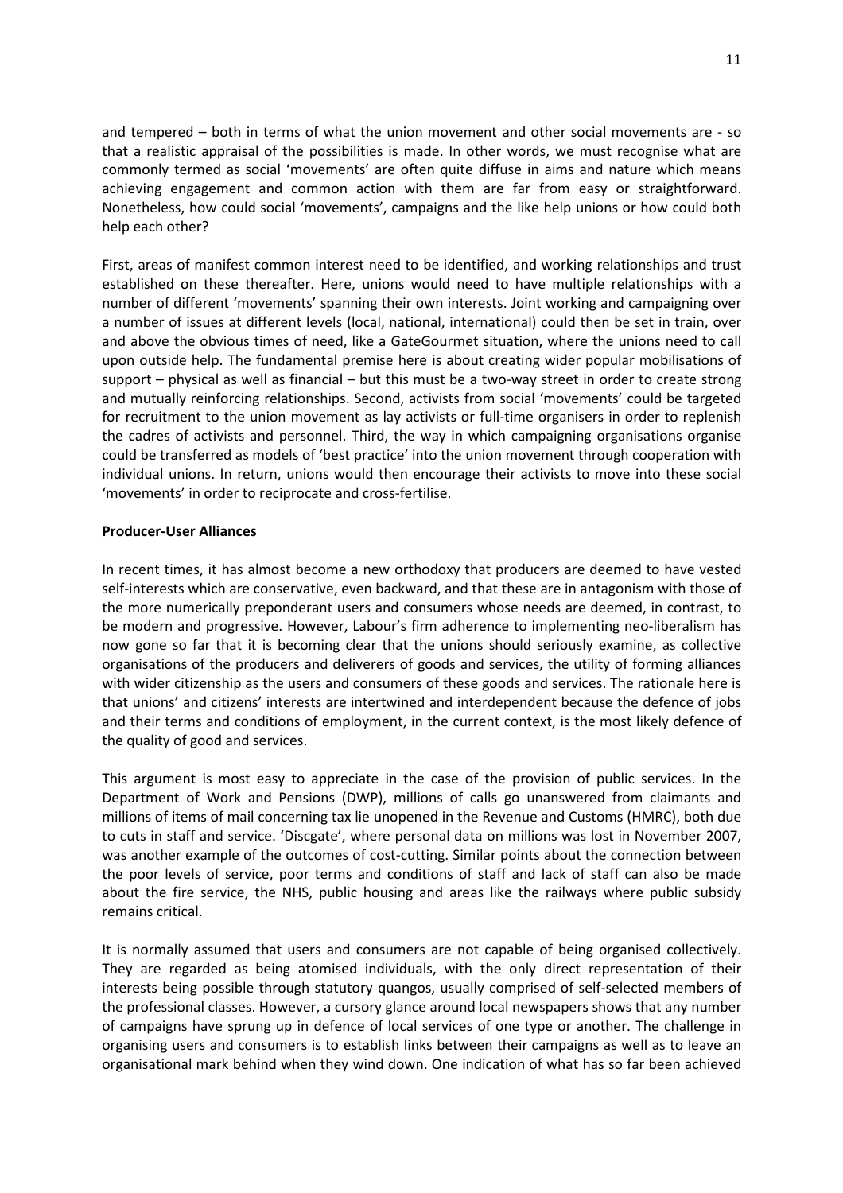and tempered – both in terms of what the union movement and other social movements are - so that a realistic appraisal of the possibilities is made. In other words, we must recognise what are commonly termed as social 'movements' are often quite diffuse in aims and nature which means achieving engagement and common action with them are far from easy or straightforward. Nonetheless, how could social 'movements', campaigns and the like help unions or how could both help each other?

First, areas of manifest common interest need to be identified, and working relationships and trust established on these thereafter. Here, unions would need to have multiple relationships with a number of different 'movements' spanning their own interests. Joint working and campaigning over a number of issues at different levels (local, national, international) could then be set in train, over and above the obvious times of need, like a GateGourmet situation, where the unions need to call upon outside help. The fundamental premise here is about creating wider popular mobilisations of support – physical as well as financial – but this must be a two-way street in order to create strong and mutually reinforcing relationships. Second, activists from social 'movements' could be targeted for recruitment to the union movement as lay activists or full-time organisers in order to replenish the cadres of activists and personnel. Third, the way in which campaigning organisations organise could be transferred as models of 'best practice' into the union movement through cooperation with individual unions. In return, unions would then encourage their activists to move into these social 'movements' in order to reciprocate and cross-fertilise.

**Producer-User Alliances**

In recent times, it has almost become a new orthodoxy that producers are deemed to have vested self-interests which are conservative, even backward, and that these are in antagonism with those of the more numerically preponderant users and consumers whose needs are deemed, in contrast, to be modern and progressive. However, Labour's firm adherence to implementing neo-liberalism has now gone so far that it is becoming clear that the unions should seriously examine, as collective organisations of the producers and deliverers of goods and services, the utility of forming alliances with wider citizenship as the users and consumers of these goods and services. The rationale here is that unions' and citizens' interests are intertwined and interdependent because the defence of jobs and their terms and conditions of employment, in the current context, is the most likely defence of the quality of good and services.

This argument is most easy to appreciate in the case of the provision of public services. In the Department of Work and Pensions (DWP), millions of calls go unanswered from claimants and millions of items of mail concerning tax lie unopened in the Revenue and Customs (HMRC), both due to cuts in staff and service. 'Discgate', where personal data on millions was lost in November 2007, was another example of the outcomes of cost-cutting. Similar points about the connection between the poor levels of service, poor terms and conditions of staff and lack of staff can also be made about the fire service, the NHS, public housing and areas like the railways where public subsidy remains critical.

It is normally assumed that users and consumers are not capable of being organised collectively. They are regarded as being atomised individuals, with the only direct representation of their interests being possible through statutory quangos, usually comprised of self-selected members of the professional classes. However, a cursory glance around local newspapers shows that any number of campaigns have sprung up in defence of local services of one type or another. The challenge in organising users and consumers is to establish links between their campaigns as well as to leave an organisational mark behind when they wind down. One indication of what has so far been achieved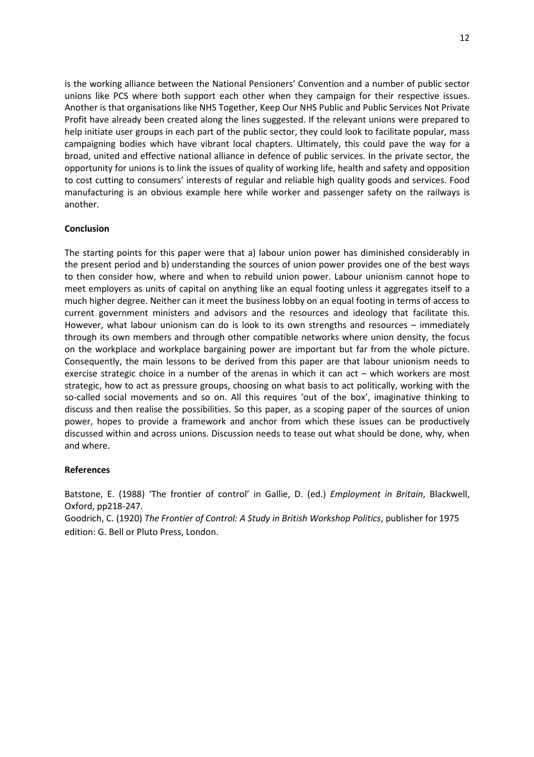is the working alliance between the National Pensioners' Convention and a number of public sector unions like PCS where both support each other when they campaign for their respective issues. Another is that organisations like NHS Together, Keep Our NHS Public and Public Services Not Private Profit have already been created along the lines suggested. If the relevant unions were prepared to help initiate user groups in each part of the public sector, they could look to facilitate popular, mass campaigning bodies which have vibrant local chapters. Ultimately, this could pave the way for a broad, united and effective national alliance in defence of public services. In the private sector, the opportunity for unions is to link the issues of quality of working life, health and safety and opposition to cost cutting to consumers' interests of regular and reliable high quality goods and services. Food manufacturing is an obvious example here while worker and passenger safety on the railways is another.

**Conclusion**

The starting points for this paper were that a) labour union power has diminished considerably in the present period and b) understanding the sources of union power provides one of the best ways to then consider how, where and when to rebuild union power. Labour unionism cannot hope to meet employers as units of capital on anything like an equal footing unless it aggregates itself to a much higher degree. Neither can it meet the business lobby on an equal footing in terms of access to current government ministers and advisors and the resources and ideology that facilitate this. However, what labour unionism can do is look to its own strengths and resources – immediately through its own members and through other compatible networks where union density, the focus on the workplace and workplace bargaining power are important but far from the whole picture. Consequently, the main lessons to be derived from this paper are that labour unionism needs to exercise strategic choice in a number of the arenas in which it can act – which workers are most strategic, how to act as pressure groups, choosing on what basis to act politically, working with the so-called social movements and so on. All this requires 'out of the box', imaginative thinking to discuss and then realise the possibilities. So this paper, as a scoping paper of the sources of union power, hopes to provide a framework and anchor from which these issues can be productively discussed within and across unions. Discussion needs to tease out what should be done, why, when and where.

**References**

Batstone, E. (1988) 'The frontier of control' in Gallie, D. (ed.) *Employment in Britain*, Blackwell, Oxford, pp218-247.

Goodrich, C. (1920) *The Frontier of Control: A Study in British Workshop Politics*, publisher for 1975 edition: G. Bell or Pluto Press, London.